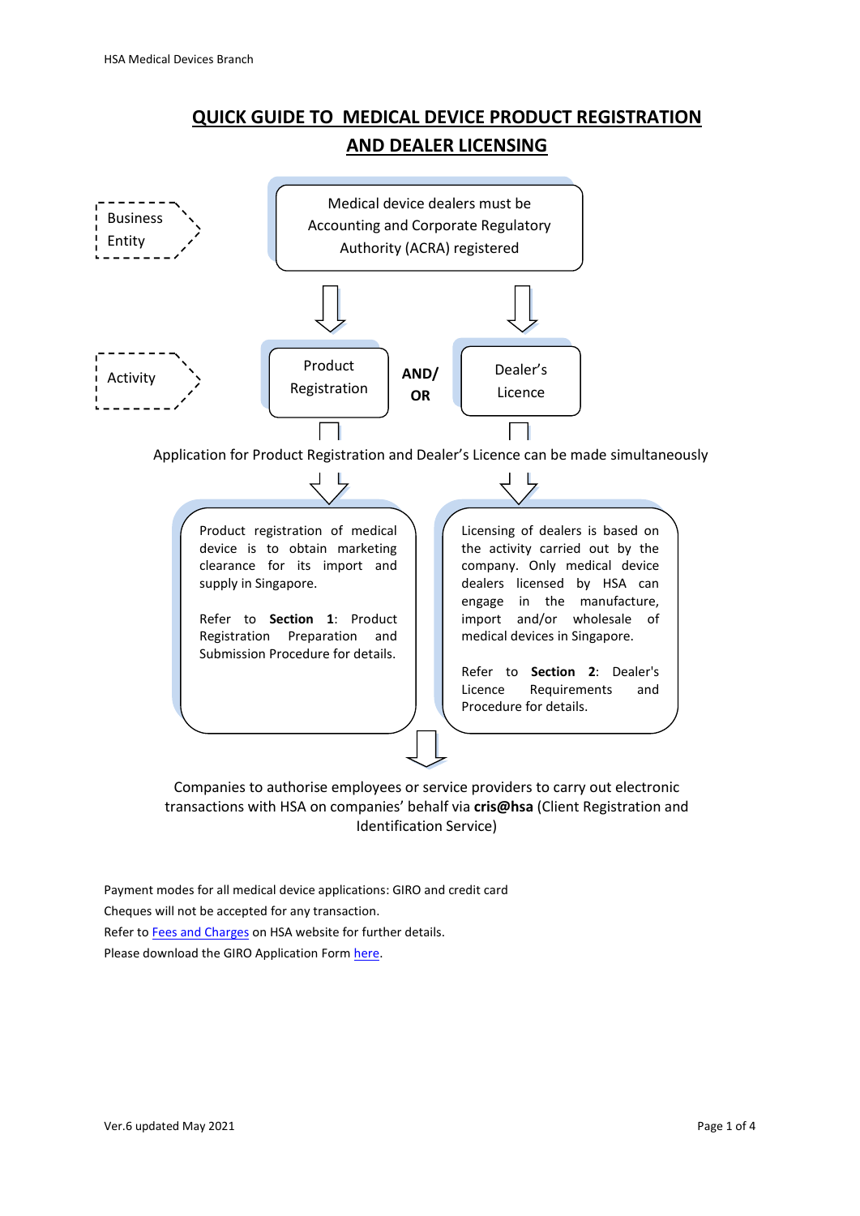# QUICK GUIDE TO MEDICAL DEVICE PRODUCT REGISTRATION AND DEALER LICENSING

**Business Entity**

Medical device dealers must be Accounting and Corporate Regulatory Authority (ACRA) registered

**Activity**

Product Registration **AND/ OR** Dealer's Licence

Application for Product Registration and Dealer's Licence can be made simultaneously

Product registration of medical device is to obtain marketing clearance for its import and supply in Singapore.

Refer to **Section 1**: Product Registration Preparation and Submission Procedure for details.

Licensing of dealers is based on the activity carried out by the company. Only medical device dealers licensed by HSA can engage in the manufacture, import and/or wholesale of medical devices in Singapore.

Refer to **Section 2**: Dealer's Licence Requirements and Procedure for details.

Companies to authorise employees or service providers to carry out electronic transactions with HSA on companies' behalf via **cris@hsa** (Client Registration and Identification Service)

Payment modes for all medical device applications: GIRO and credit card

Cheques will not be accepted for any transaction.

Refer to Fees and Charges on HSA website for further details.

Please download the GIRO Application Form here.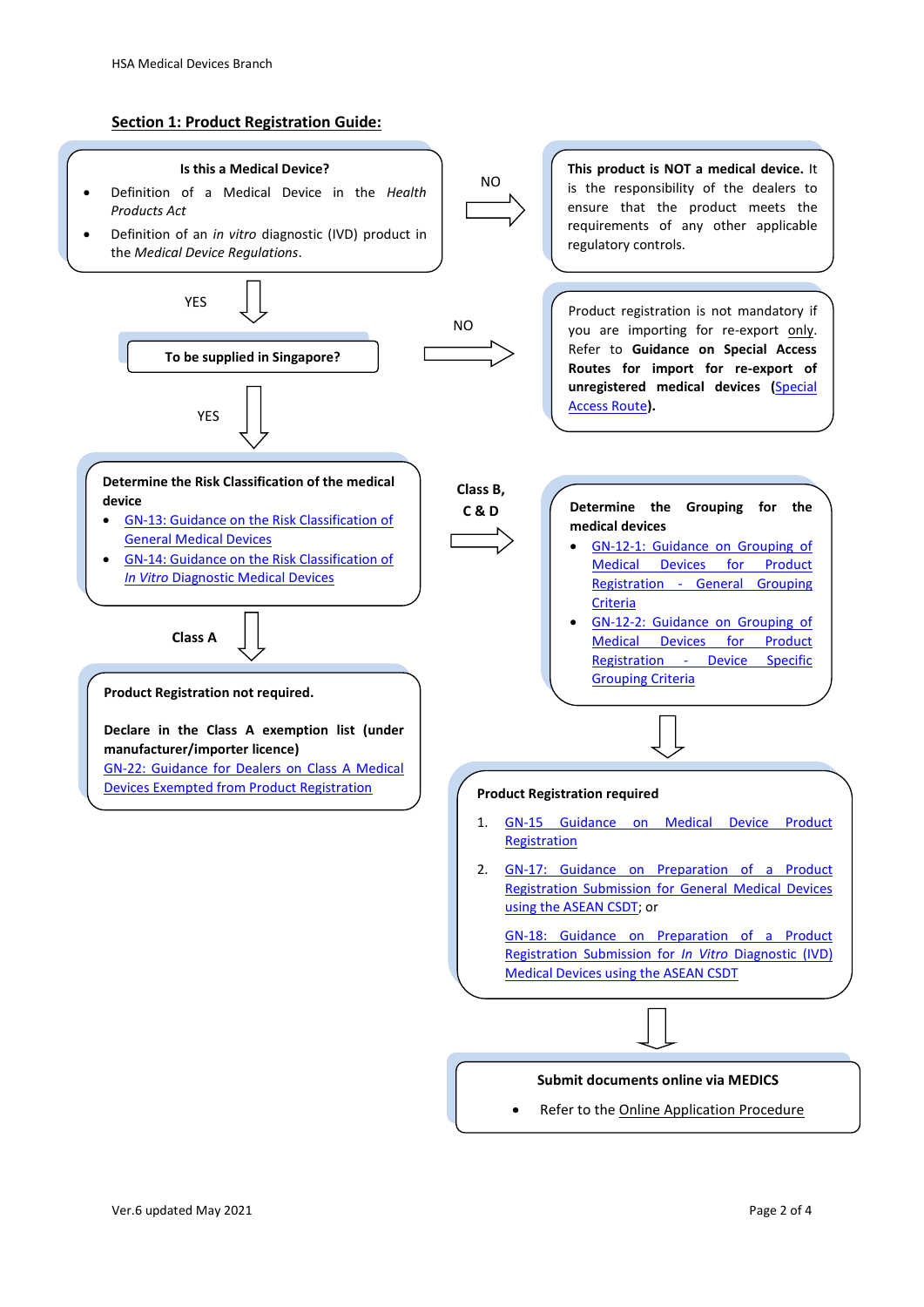## Section 1: Product Registration Guide:

**Is this a Medical Device?**

- Definition of a Medical Device in the *Health Products Act*
- Definition of an *in vitro* diagnostic (IVD) product in the *Medical Device Regulations*.

NO →

**This product is NOT a medical device.** It is the responsibility of the dealers to ensure that the product meets the requirements of any other applicable regulatory controls.

YES ↓

**To be supplied in Singapore?**

NO →

Product registration is not mandatory if you are importing for re-export only. Refer to **Guidance on Special Access Routes for import for re-export of unregistered medical devices (**Special Access Route**).**

YES ↓

**Determine the Risk Classification of the medical device**

- GN-13: Guidance on the Risk Classification of General Medical Devices
- GN-14: Guidance on the Risk Classification of *In Vitro* Diagnostic Medical Devices

**Class A** ↓

**Product Registration not required.**

**Declare in the Class A exemption list (under manufacturer/importer licence)**
GN-22: Guidance for Dealers on Class A Medical Devices Exempted from Product Registration

**Class B, C & D** →

**Determine the Grouping for the medical devices**

- GN-12-1: Guidance on Grouping of Medical Devices for Product Registration - General Grouping Criteria
- GN-12-2: Guidance on Grouping of Medical Devices for Product Registration - Device Specific Grouping Criteria

↓

**Product Registration required**

1. GN-15 Guidance on Medical Device Product Registration
2. GN-17: Guidance on Preparation of a Product Registration Submission for General Medical Devices using the ASEAN CSDT; or

   GN-18: Guidance on Preparation of a Product Registration Submission for *In Vitro* Diagnostic (IVD) Medical Devices using the ASEAN CSDT

↓

**Submit documents online via MEDICS**

- Refer to the Online Application Procedure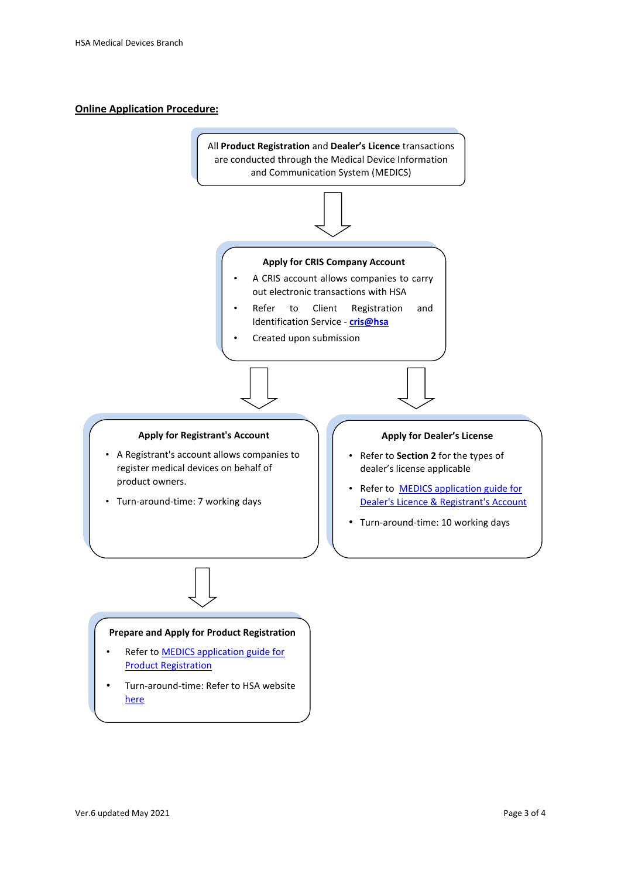## Online Application Procedure:

All **Product Registration** and **Dealer's Licence** transactions are conducted through the Medical Device Information and Communication System (MEDICS)

↓

**Apply for CRIS Company Account**

- A CRIS account allows companies to carry out electronic transactions with HSA
- Refer to Client Registration and Identification Service - **cris@hsa**
- Created upon submission

↓

**Apply for Registrant's Account**

- A Registrant's account allows companies to register medical devices on behalf of product owners.
- Turn-around-time: 7 working days

**Apply for Dealer's License**

- Refer to **Section 2** for the types of dealer's license applicable
- Refer to MEDICS application guide for Dealer's Licence & Registrant's Account
- Turn-around-time: 10 working days

↓ (from Apply for Registrant's Account)

**Prepare and Apply for Product Registration**

- Refer to MEDICS application guide for Product Registration
- Turn-around-time: Refer to HSA website here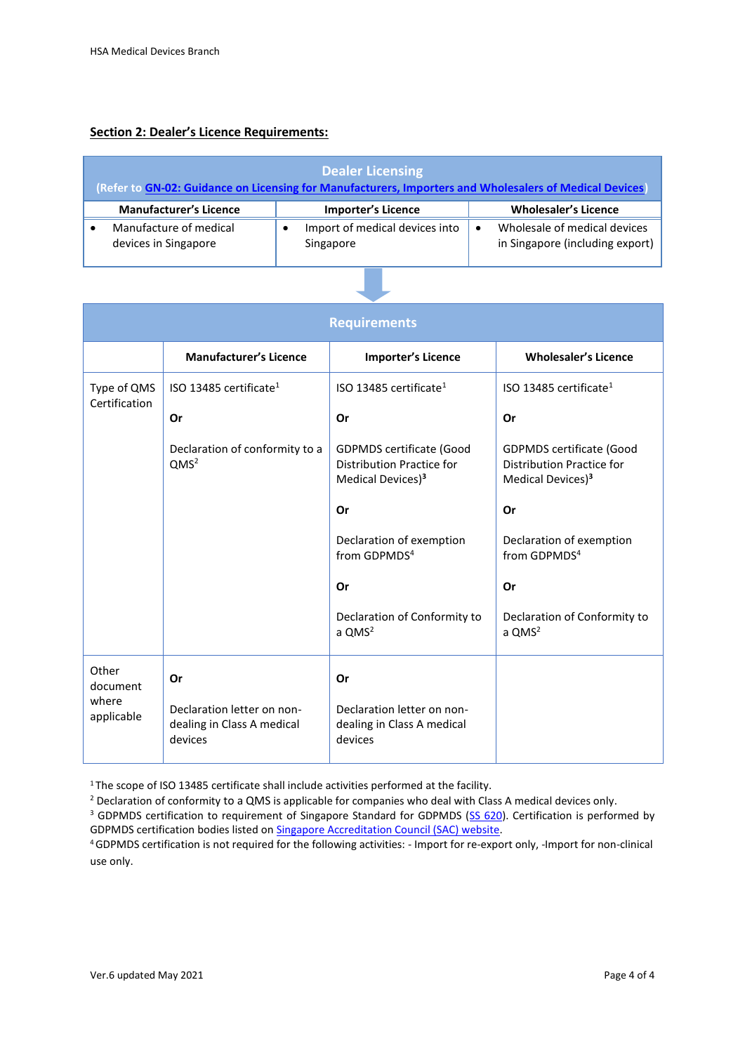**Section 2: Dealer's Licence Requirements:**

| Dealer Licensing (Refer to GN-02: Guidance on Licensing for Manufacturers, Importers and Wholesalers of Medical Devices) | | |
|---|---|---|
| **Manufacturer's Licence** | **Importer's Licence** | **Wholesaler's Licence** |
| • Manufacture of medical devices in Singapore | • Import of medical devices into Singapore | • Wholesale of medical devices in Singapore (including export) |

| Requirements | | | |
|---|---|---|---|
| | **Manufacturer's Licence** | **Importer's Licence** | **Wholesaler's Licence** |
| Type of QMS Certification | ISO 13485 certificate[1]<br><br>**Or**<br><br>Declaration of conformity to a QMS[2] | ISO 13485 certificate[1]<br><br>**Or**<br><br>GDPMDS certificate (Good Distribution Practice for Medical Devices)[3]<br><br>**Or**<br><br>Declaration of exemption from GDPMDS[4]<br><br>**Or**<br><br>Declaration of Conformity to a QMS[2] | ISO 13485 certificate[1]<br><br>**Or**<br><br>GDPMDS certificate (Good Distribution Practice for Medical Devices)[3]<br><br>**Or**<br><br>Declaration of exemption from GDPMDS[4]<br><br>**Or**<br><br>Declaration of Conformity to a QMS[2] |
| Other document where applicable | **Or**<br><br>Declaration letter on non-dealing in Class A medical devices | **Or**<br><br>Declaration letter on non-dealing in Class A medical devices | |

[1] The scope of ISO 13485 certificate shall include activities performed at the facility.
[2] Declaration of conformity to a QMS is applicable for companies who deal with Class A medical devices only.
[3] GDPMDS certification to requirement of Singapore Standard for GDPMDS (SS 620). Certification is performed by GDPMDS certification bodies listed on Singapore Accreditation Council (SAC) website.
[4] GDPMDS certification is not required for the following activities: - Import for re-export only, -Import for non-clinical use only.